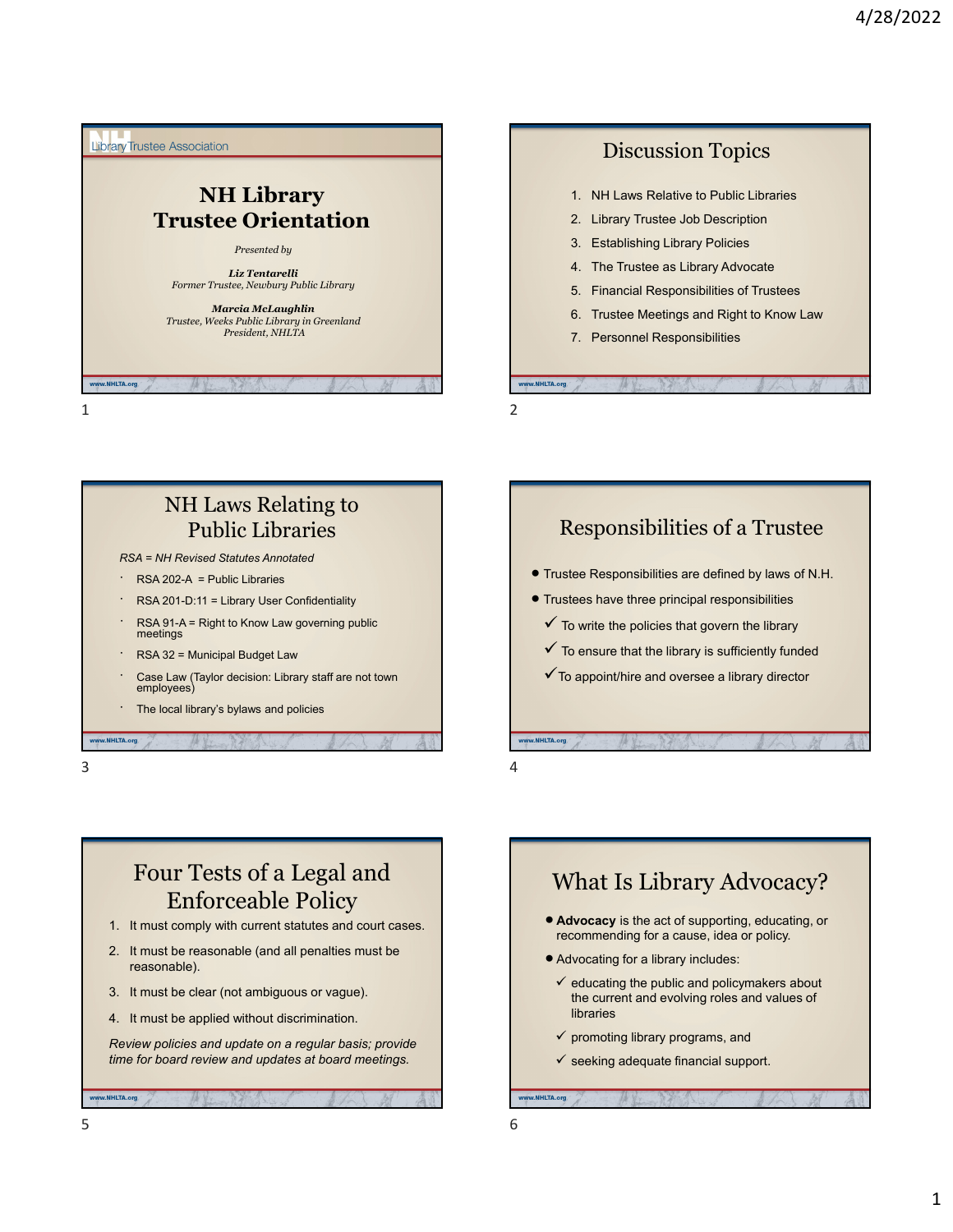NH Library Trustee Association

# NH Library Trustee Orientation

*Presented by*

***Liz Tentarelli***
*Former Trustee, Newbury Public Library*

***Marcia McLaughlin***
*Trustee, Weeks Public Library in Greenland*
*President, NHLTA*

www.NHLTA.org

## Discussion Topics

1. NH Laws Relative to Public Libraries
2. Library Trustee Job Description
3. Establishing Library Policies
4. The Trustee as Library Advocate
5. Financial Responsibilities of Trustees
6. Trustee Meetings and Right to Know Law
7. Personnel Responsibilities

www.NHLTA.org

## NH Laws Relating to Public Libraries

*RSA = NH Revised Statutes Annotated*

- RSA 202-A = Public Libraries
- RSA 201-D:11 = Library User Confidentiality
- RSA 91-A = Right to Know Law governing public meetings
- RSA 32 = Municipal Budget Law
- Case Law (Taylor decision: Library staff are not town employees)
- The local library's bylaws and policies

www.NHLTA.org

## Responsibilities of a Trustee

- Trustee Responsibilities are defined by laws of N.H.
- Trustees have three principal responsibilities
  - ✓ To write the policies that govern the library
  - ✓ To ensure that the library is sufficiently funded
  - ✓ To appoint/hire and oversee a library director

www.NHLTA.org

## Four Tests of a Legal and Enforceable Policy

1. It must comply with current statutes and court cases.
2. It must be reasonable (and all penalties must be reasonable).
3. It must be clear (not ambiguous or vague).
4. It must be applied without discrimination.

*Review policies and update on a regular basis; provide time for board review and updates at board meetings.*

www.NHLTA.org

## What Is Library Advocacy?

- **Advocacy** is the act of supporting, educating, or recommending for a cause, idea or policy.
- Advocating for a library includes:
  - ✓ educating the public and policymakers about the current and evolving roles and values of libraries
  - ✓ promoting library programs, and
  - ✓ seeking adequate financial support.

www.NHLTA.org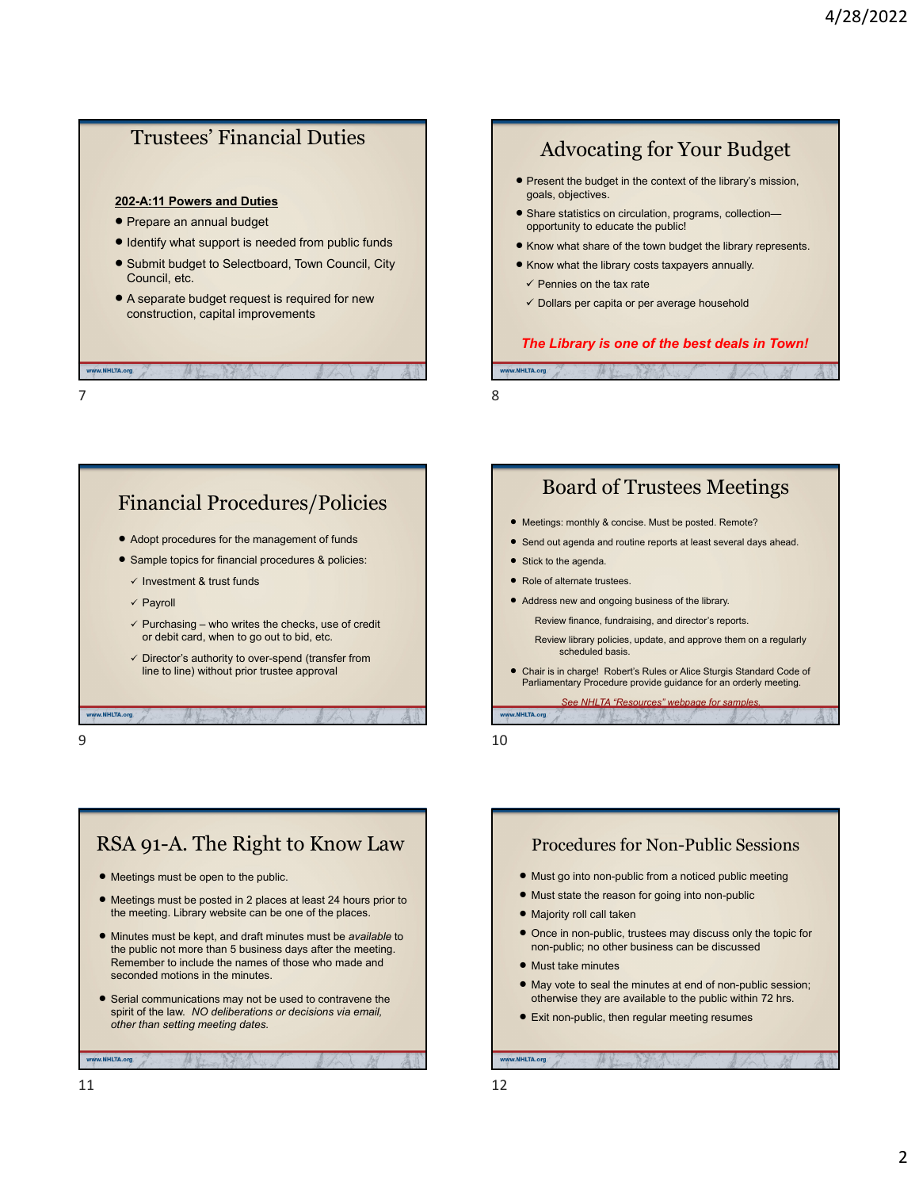## Trustees' Financial Duties

**202-A:11 Powers and Duties**

- Prepare an annual budget
- Identify what support is needed from public funds
- Submit budget to Selectboard, Town Council, City Council, etc.
- A separate budget request is required for new construction, capital improvements

## Advocating for Your Budget

- Present the budget in the context of the library's mission, goals, objectives.
- Share statistics on circulation, programs, collection—opportunity to educate the public!
- Know what share of the town budget the library represents.
- Know what the library costs taxpayers annually.
  - ✓ Pennies on the tax rate
  - ✓ Dollars per capita or per average household

***The Library is one of the best deals in Town!***

## Financial Procedures/Policies

- Adopt procedures for the management of funds
- Sample topics for financial procedures & policies:
  - ✓ Investment & trust funds
  - ✓ Payroll
  - ✓ Purchasing – who writes the checks, use of credit or debit card, when to go out to bid, etc.
  - ✓ Director's authority to over-spend (transfer from line to line) without prior trustee approval

## Board of Trustees Meetings

- Meetings: monthly & concise. Must be posted. Remote?
- Send out agenda and routine reports at least several days ahead.
- Stick to the agenda.
- Role of alternate trustees.
- Address new and ongoing business of the library.
  - Review finance, fundraising, and director's reports.
  - Review library policies, update, and approve them on a regularly scheduled basis.
- Chair is in charge! Robert's Rules or Alice Sturgis Standard Code of Parliamentary Procedure provide guidance for an orderly meeting.

*See NHLTA "Resources" webpage for samples.*

## RSA 91-A. The Right to Know Law

- Meetings must be open to the public.
- Meetings must be posted in 2 places at least 24 hours prior to the meeting. Library website can be one of the places.
- Minutes must be kept, and draft minutes must be *available* to the public not more than 5 business days after the meeting. Remember to include the names of those who made and seconded motions in the minutes.
- Serial communications may not be used to contravene the spirit of the law. *NO deliberations or decisions via email, other than setting meeting dates.*

## Procedures for Non-Public Sessions

- Must go into non-public from a noticed public meeting
- Must state the reason for going into non-public
- Majority roll call taken
- Once in non-public, trustees may discuss only the topic for non-public; no other business can be discussed
- Must take minutes
- May vote to seal the minutes at end of non-public session; otherwise they are available to the public within 72 hrs.
- Exit non-public, then regular meeting resumes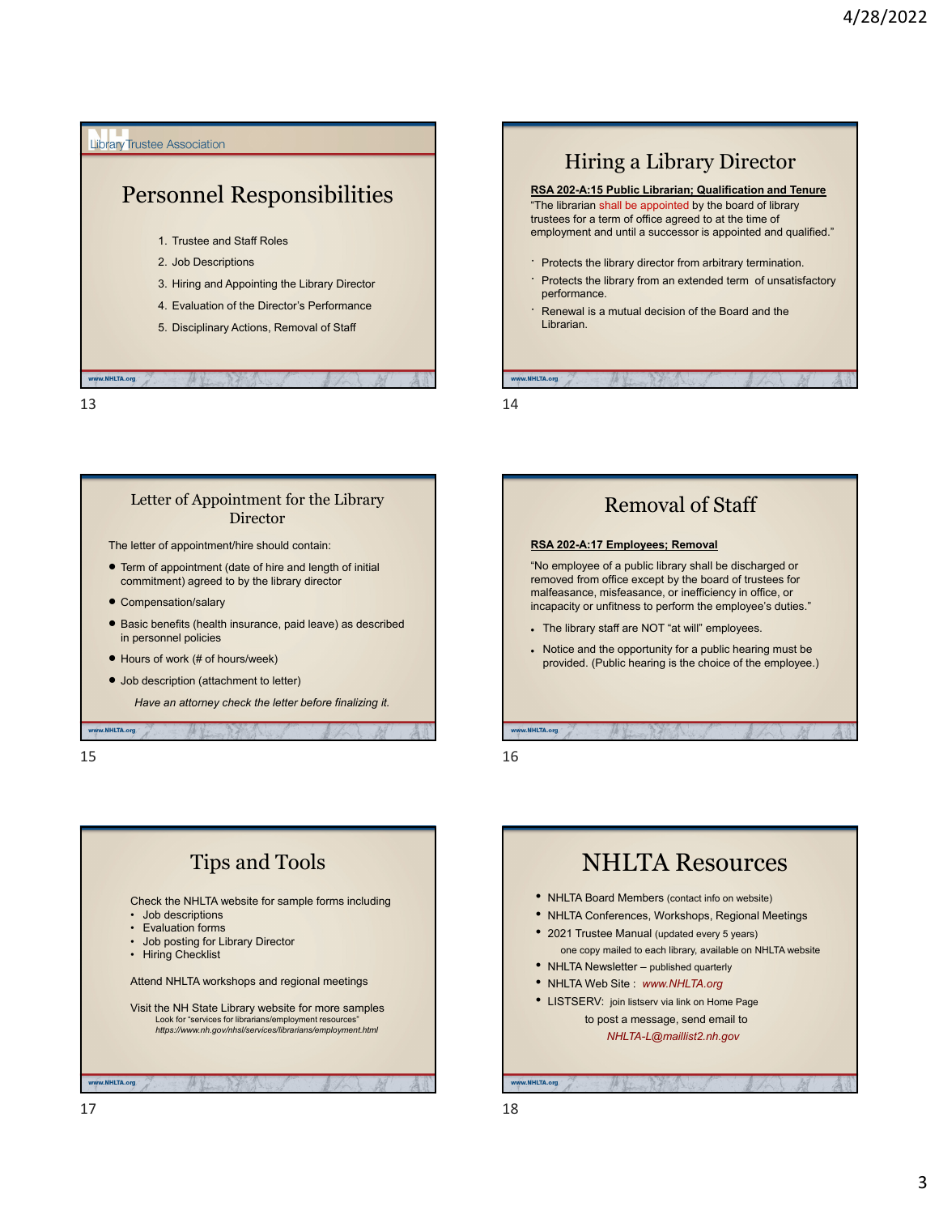## Personnel Responsibilities

1. Trustee and Staff Roles
2. Job Descriptions
3. Hiring and Appointing the Library Director
4. Evaluation of the Director's Performance
5. Disciplinary Actions, Removal of Staff

## Hiring a Library Director

**RSA 202-A:15 Public Librarian; Qualification and Tenure**

"The librarian shall be appointed by the board of library trustees for a term of office agreed to at the time of employment and until a successor is appointed and qualified."

- Protects the library director from arbitrary termination.
- Protects the library from an extended term of unsatisfactory performance.
- Renewal is a mutual decision of the Board and the Librarian.

## Letter of Appointment for the Library Director

The letter of appointment/hire should contain:

- Term of appointment (date of hire and length of initial commitment) agreed to by the library director
- Compensation/salary
- Basic benefits (health insurance, paid leave) as described in personnel policies
- Hours of work (# of hours/week)
- Job description (attachment to letter)

*Have an attorney check the letter before finalizing it.*

## Removal of Staff

**RSA 202-A:17 Employees; Removal**

"No employee of a public library shall be discharged or removed from office except by the board of trustees for malfeasance, misfeasance, or inefficiency in office, or incapacity or unfitness to perform the employee's duties."

- The library staff are NOT "at will" employees.
- Notice and the opportunity for a public hearing must be provided. (Public hearing is the choice of the employee.)

## Tips and Tools

Check the NHLTA website for sample forms including

- Job descriptions
- Evaluation forms
- Job posting for Library Director
- Hiring Checklist

Attend NHLTA workshops and regional meetings

Visit the NH State Library website for more samples
Look for "services for librarians/employment resources"
*https://www.nh.gov/nhsl/services/librarians/employment.html*

## NHLTA Resources

- NHLTA Board Members (contact info on website)
- NHLTA Conferences, Workshops, Regional Meetings
- 2021 Trustee Manual (updated every 5 years)
  one copy mailed to each library, available on NHLTA website
- NHLTA Newsletter – published quarterly
- NHLTA Web Site : *www.NHLTA.org*
- LISTSERV: join listserv via link on Home Page
  to post a message, send email to
  *NHLTA-L@maillist2.nh.gov*